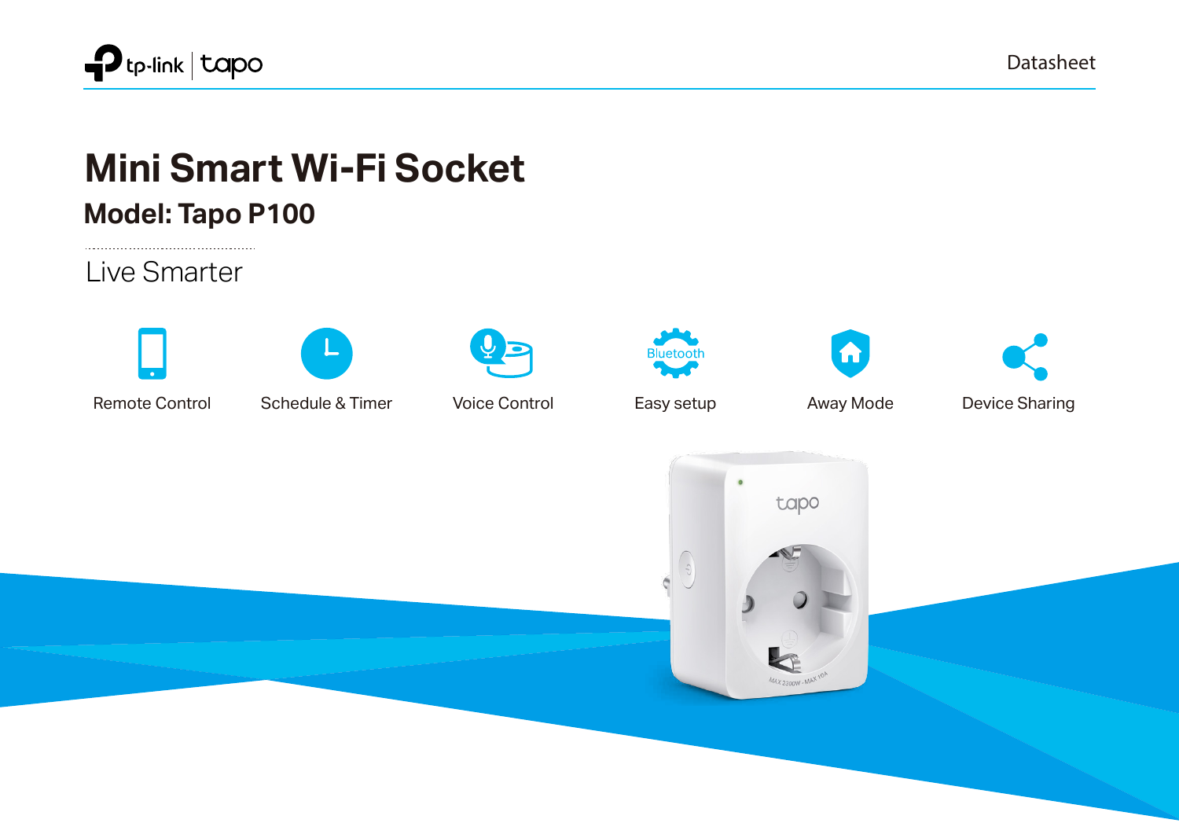Datasheet

# Mini Smart Wi-Fi Socket

## Model: Tapo P100

Live Smarter

- Remote Control
- Schedule & Timer
- Voice Control
- Easy setup
- Away Mode
- Device Sharing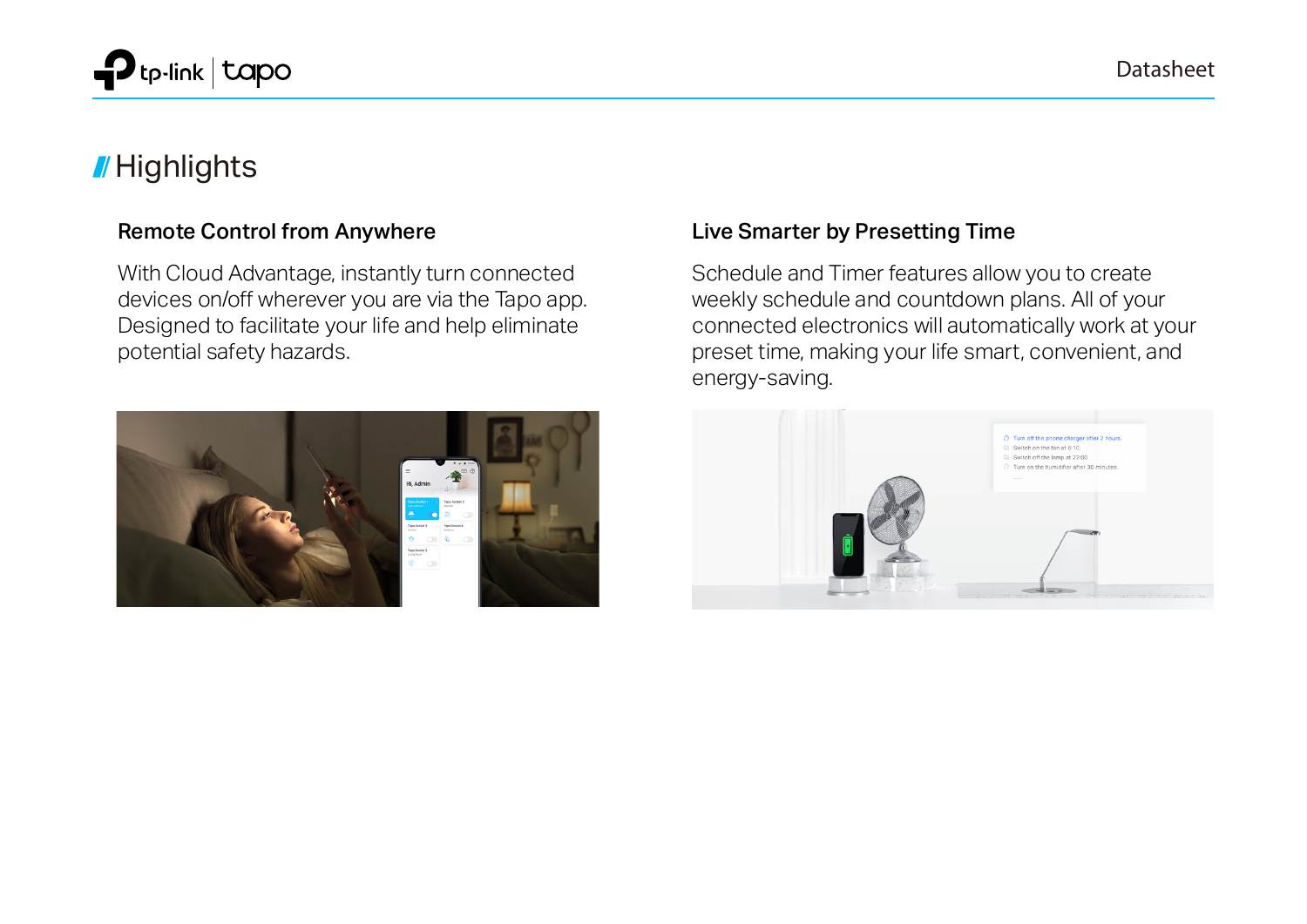# Highlights

### Remote Control from Anywhere

With Cloud Advantage, instantly turn connected devices on/off wherever you are via the Tapo app. Designed to facilitate your life and help eliminate potential safety hazards.

### Live Smarter by Presetting Time

Schedule and Timer features allow you to create weekly schedule and countdown plans. All of your connected electronics will automatically work at your preset time, making your life smart, convenient, and energy-saving.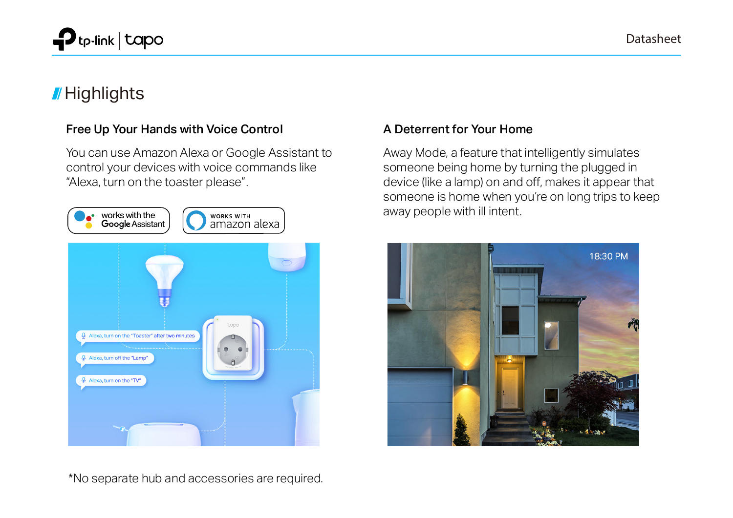# Highlights

### Free Up Your Hands with Voice Control

You can use Amazon Alexa or Google Assistant to control your devices with voice commands like "Alexa, turn on the toaster please".

### A Deterrent for Your Home

Away Mode, a feature that intelligently simulates someone being home by turning the plugged in device (like a lamp) on and off, makes it appear that someone is home when you're on long trips to keep away people with ill intent.

*No separate hub and accessories are required.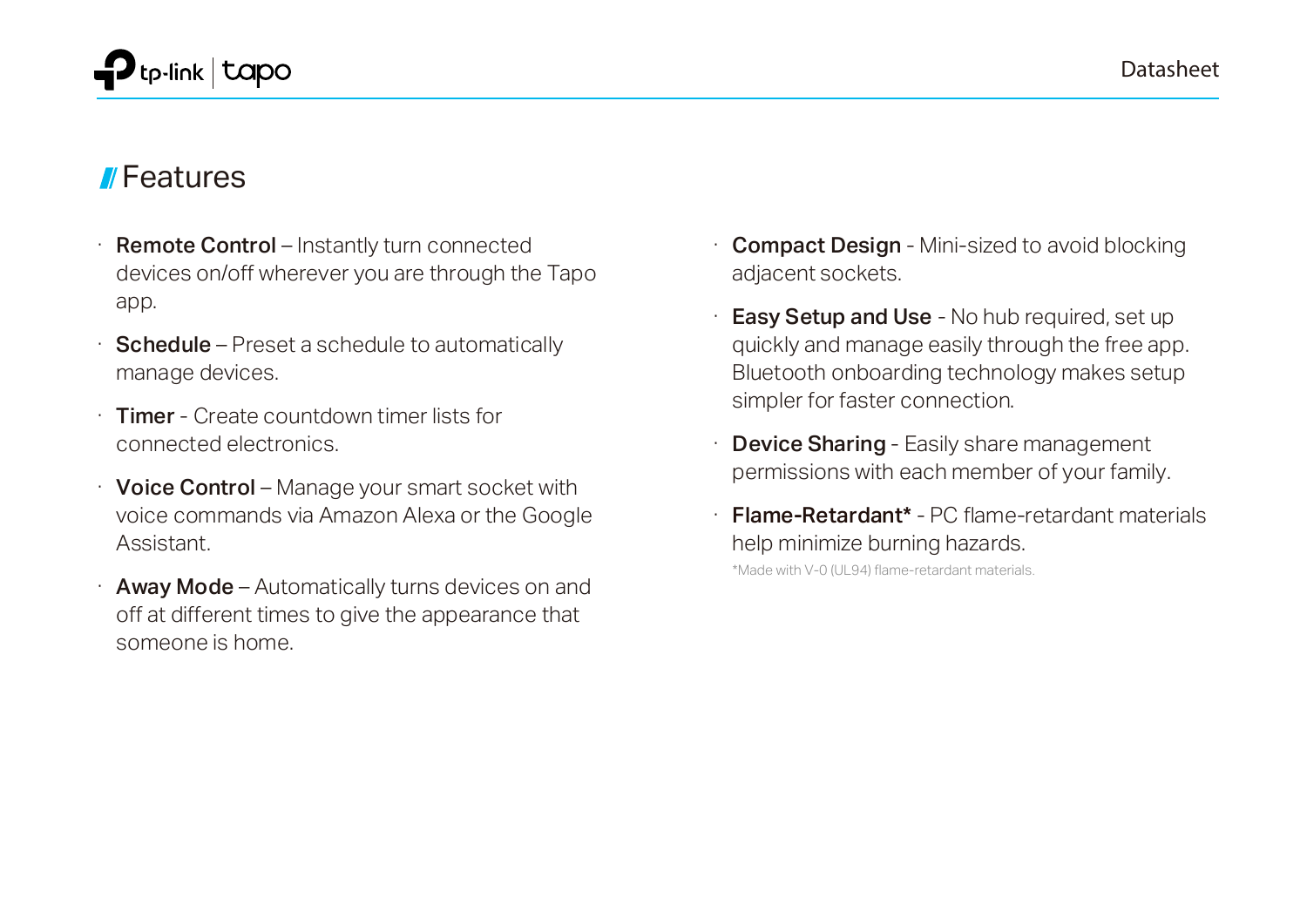## Features

- **Remote Control** – Instantly turn connected devices on/off wherever you are through the Tapo app.
- **Schedule** – Preset a schedule to automatically manage devices.
- **Timer** - Create countdown timer lists for connected electronics.
- **Voice Control** – Manage your smart socket with voice commands via Amazon Alexa or the Google Assistant.
- **Away Mode** – Automatically turns devices on and off at different times to give the appearance that someone is home.
- **Compact Design** - Mini-sized to avoid blocking adjacent sockets.
- **Easy Setup and Use** - No hub required, set up quickly and manage easily through the free app. Bluetooth onboarding technology makes setup simpler for faster connection.
- **Device Sharing** - Easily share management permissions with each member of your family.
- **Flame-Retardant*** - PC flame-retardant materials help minimize burning hazards.

*Made with V-0 (UL94) flame-retardant materials.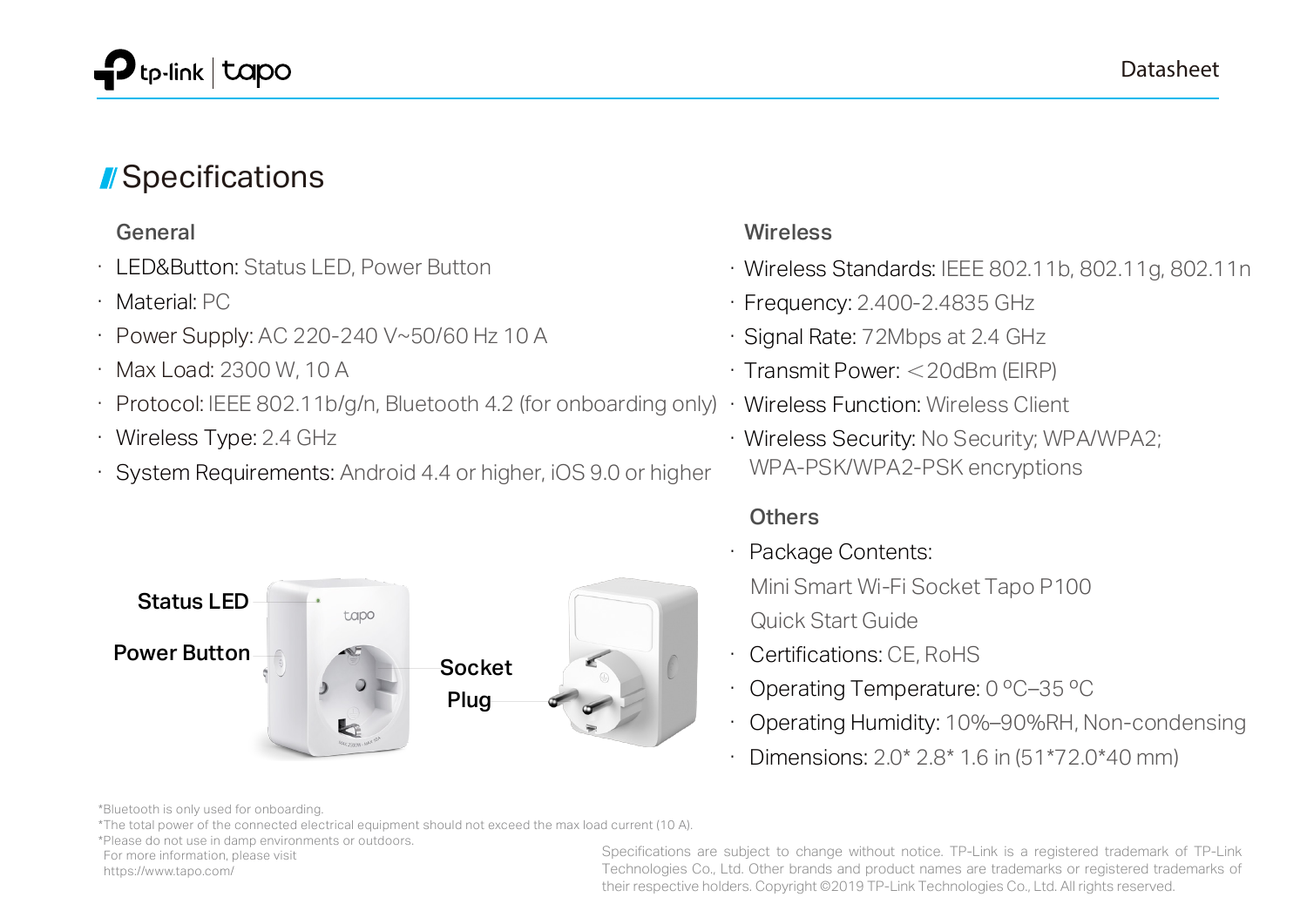# Specifications

## General

- LED&Button: Status LED, Power Button
- Material: PC
- Power Supply: AC 220-240 V~50/60 Hz 10 A
- Max Load: 2300 W, 10 A
- Protocol: IEEE 802.11b/g/n, Bluetooth 4.2 (for onboarding only)
- Wireless Type: 2.4 GHz
- System Requirements: Android 4.4 or higher, iOS 9.0 or higher

Status LED

Power Button

Socket

Plug

## Wireless

- Wireless Standards: IEEE 802.11b, 802.11g, 802.11n
- Frequency: 2.400-2.4835 GHz
- Signal Rate: 72Mbps at 2.4 GHz
- Transmit Power: <20dBm (EIRP)
- Wireless Function: Wireless Client
- Wireless Security: No Security; WPA/WPA2; WPA-PSK/WPA2-PSK encryptions

## Others

- Package Contents:
  Mini Smart Wi-Fi Socket Tapo P100
  Quick Start Guide
- Certifications: CE, RoHS
- Operating Temperature: 0 ºC–35 ºC
- Operating Humidity: 10%–90%RH, Non-condensing
- Dimensions: 2.0* 2.8* 1.6 in (51*72.0*40 mm)

*Bluetooth is only used for onboarding.
*The total power of the connected electrical equipment should not exceed the max load current (10 A).
*Please do not use in damp environments or outdoors.
For more information, please visit
https://www.tapo.com/

Specifications are subject to change without notice. TP-Link is a registered trademark of TP-Link Technologies Co., Ltd. Other brands and product names are trademarks or registered trademarks of their respective holders. Copyright ©2019 TP-Link Technologies Co., Ltd. All rights reserved.